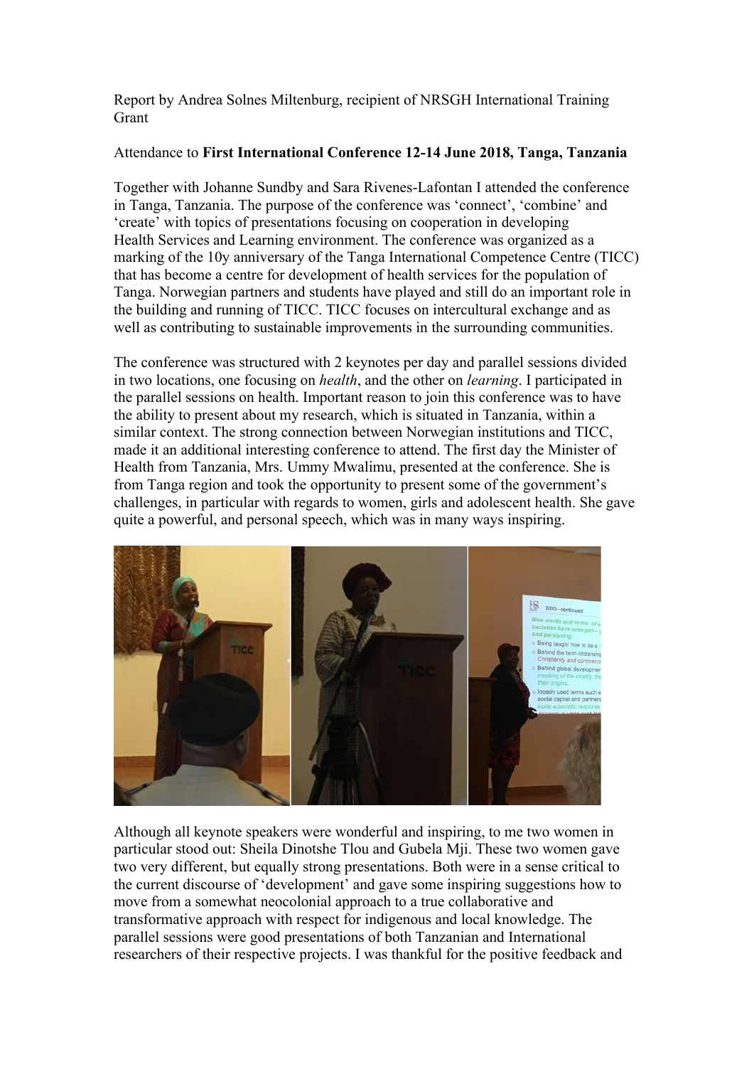Report by Andrea Solnes Miltenburg, recipient of NRSGH International Training Grant

Attendance to **First International Conference 12-14 June 2018, Tanga, Tanzania**

Together with Johanne Sundby and Sara Rivenes-Lafontan I attended the conference in Tanga, Tanzania. The purpose of the conference was 'connect', 'combine' and 'create' with topics of presentations focusing on cooperation in developing Health Services and Learning environment. The conference was organized as a marking of the 10y anniversary of the Tanga International Competence Centre (TICC) that has become a centre for development of health services for the population of Tanga. Norwegian partners and students have played and still do an important role in the building and running of TICC. TICC focuses on intercultural exchange and as well as contributing to sustainable improvements in the surrounding communities.

The conference was structured with 2 keynotes per day and parallel sessions divided in two locations, one focusing on *health*, and the other on *learning*. I participated in the parallel sessions on health. Important reason to join this conference was to have the ability to present about my research, which is situated in Tanzania, within a similar context. The strong connection between Norwegian institutions and TICC, made it an additional interesting conference to attend. The first day the Minister of Health from Tanzania, Mrs. Ummy Mwalimu, presented at the conference. She is from Tanga region and took the opportunity to present some of the government's challenges, in particular with regards to women, girls and adolescent health. She gave quite a powerful, and personal speech, which was in many ways inspiring.

Although all keynote speakers were wonderful and inspiring, to me two women in particular stood out: Sheila Dinotshe Tlou and Gubela Mji. These two women gave two very different, but equally strong presentations. Both were in a sense critical to the current discourse of 'development' and gave some inspiring suggestions how to move from a somewhat neocolonial approach to a true collaborative and transformative approach with respect for indigenous and local knowledge. The parallel sessions were good presentations of both Tanzanian and International researchers of their respective projects. I was thankful for the positive feedback and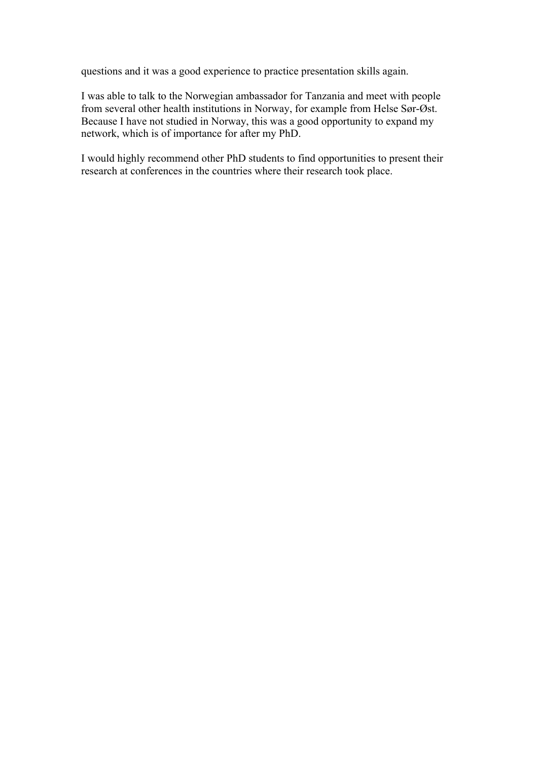questions and it was a good experience to practice presentation skills again.

I was able to talk to the Norwegian ambassador for Tanzania and meet with people from several other health institutions in Norway, for example from Helse Sør-Øst. Because I have not studied in Norway, this was a good opportunity to expand my network, which is of importance for after my PhD.

I would highly recommend other PhD students to find opportunities to present their research at conferences in the countries where their research took place.